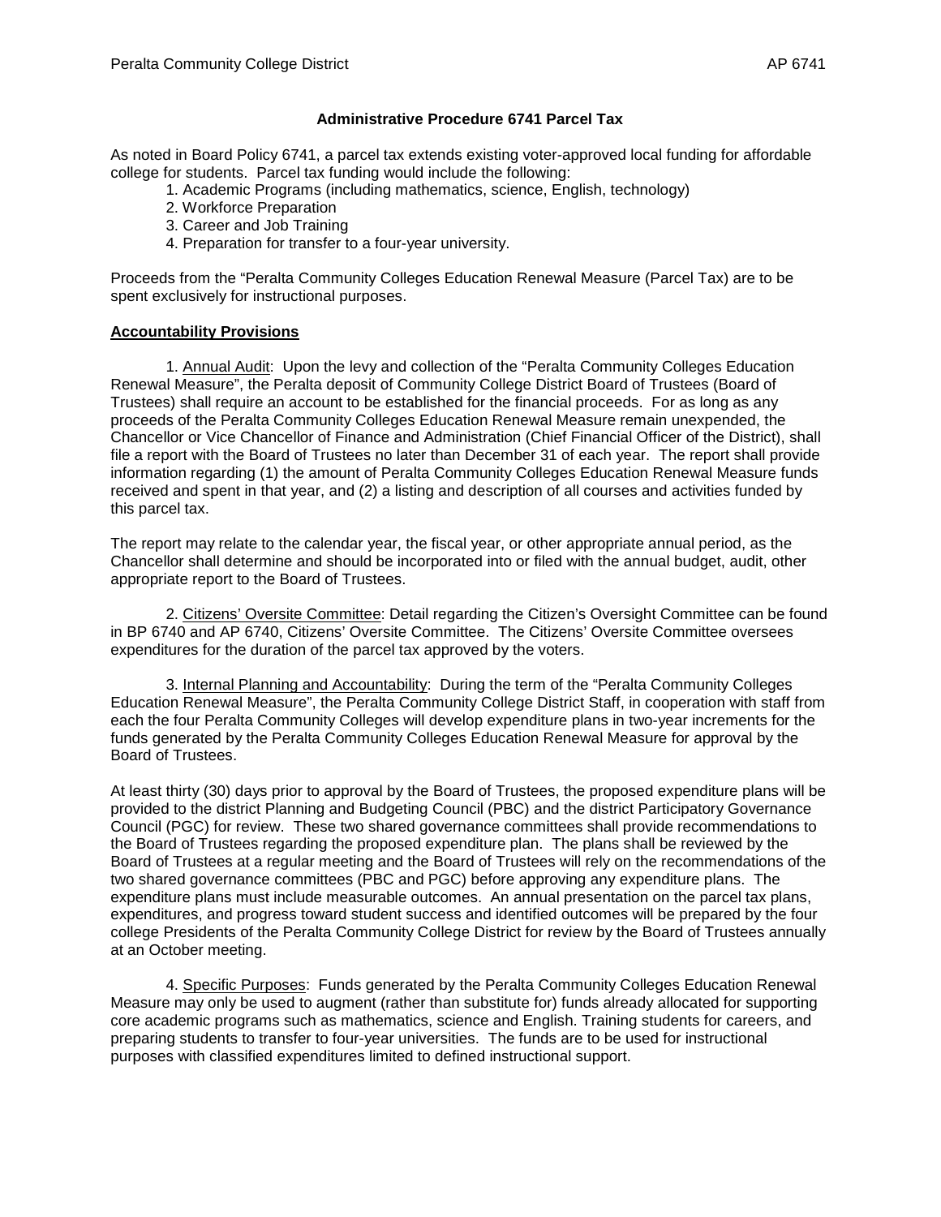# Administrative Procedure 6741 Parcel Tax

As noted in Board Policy 6741, a parcel tax extends existing voter-approved local funding for affordable college for students. Parcel tax funding would include the following:

1. Academic Programs (including mathematics, science, English, technology)
2. Workforce Preparation
3. Career and Job Training
4. Preparation for transfer to a four-year university.

Proceeds from the "Peralta Community Colleges Education Renewal Measure (Parcel Tax) are to be spent exclusively for instructional purposes.

## Accountability Provisions

1. Annual Audit: Upon the levy and collection of the "Peralta Community Colleges Education Renewal Measure", the Peralta deposit of Community College District Board of Trustees (Board of Trustees) shall require an account to be established for the financial proceeds. For as long as any proceeds of the Peralta Community Colleges Education Renewal Measure remain unexpended, the Chancellor or Vice Chancellor of Finance and Administration (Chief Financial Officer of the District), shall file a report with the Board of Trustees no later than December 31 of each year. The report shall provide information regarding (1) the amount of Peralta Community Colleges Education Renewal Measure funds received and spent in that year, and (2) a listing and description of all courses and activities funded by this parcel tax.

The report may relate to the calendar year, the fiscal year, or other appropriate annual period, as the Chancellor shall determine and should be incorporated into or filed with the annual budget, audit, other appropriate report to the Board of Trustees.

2. Citizens' Oversite Committee: Detail regarding the Citizen's Oversight Committee can be found in BP 6740 and AP 6740, Citizens' Oversite Committee. The Citizens' Oversite Committee oversees expenditures for the duration of the parcel tax approved by the voters.

3. Internal Planning and Accountability: During the term of the "Peralta Community Colleges Education Renewal Measure", the Peralta Community College District Staff, in cooperation with staff from each the four Peralta Community Colleges will develop expenditure plans in two-year increments for the funds generated by the Peralta Community Colleges Education Renewal Measure for approval by the Board of Trustees.

At least thirty (30) days prior to approval by the Board of Trustees, the proposed expenditure plans will be provided to the district Planning and Budgeting Council (PBC) and the district Participatory Governance Council (PGC) for review. These two shared governance committees shall provide recommendations to the Board of Trustees regarding the proposed expenditure plan. The plans shall be reviewed by the Board of Trustees at a regular meeting and the Board of Trustees will rely on the recommendations of the two shared governance committees (PBC and PGC) before approving any expenditure plans. The expenditure plans must include measurable outcomes. An annual presentation on the parcel tax plans, expenditures, and progress toward student success and identified outcomes will be prepared by the four college Presidents of the Peralta Community College District for review by the Board of Trustees annually at an October meeting.

4. Specific Purposes: Funds generated by the Peralta Community Colleges Education Renewal Measure may only be used to augment (rather than substitute for) funds already allocated for supporting core academic programs such as mathematics, science and English. Training students for careers, and preparing students to transfer to four-year universities. The funds are to be used for instructional purposes with classified expenditures limited to defined instructional support.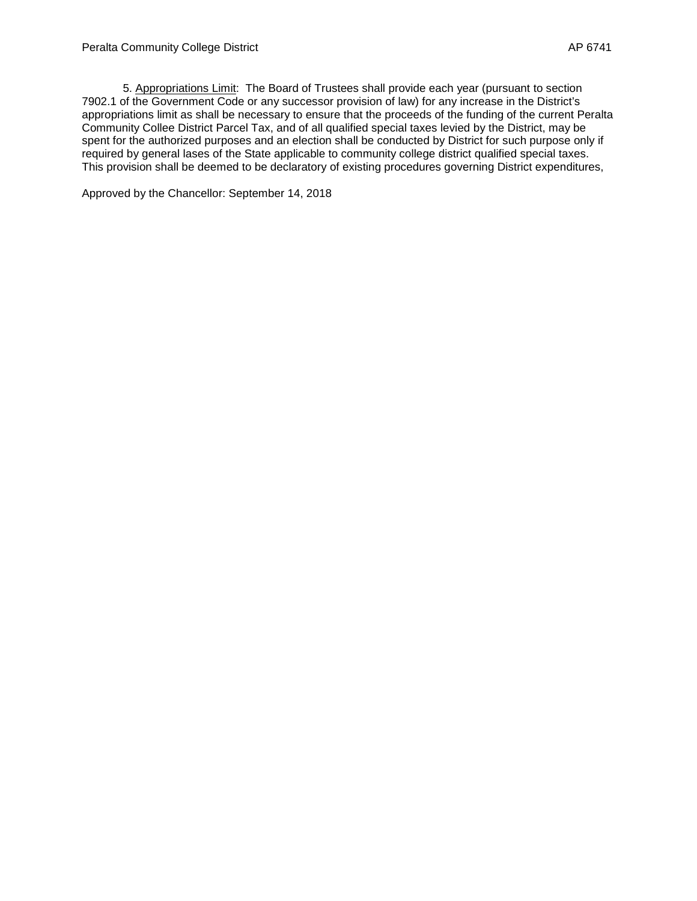5. Appropriations Limit: The Board of Trustees shall provide each year (pursuant to section 7902.1 of the Government Code or any successor provision of law) for any increase in the District's appropriations limit as shall be necessary to ensure that the proceeds of the funding of the current Peralta Community Collee District Parcel Tax, and of all qualified special taxes levied by the District, may be spent for the authorized purposes and an election shall be conducted by District for such purpose only if required by general lases of the State applicable to community college district qualified special taxes. This provision shall be deemed to be declaratory of existing procedures governing District expenditures,

Approved by the Chancellor: September 14, 2018